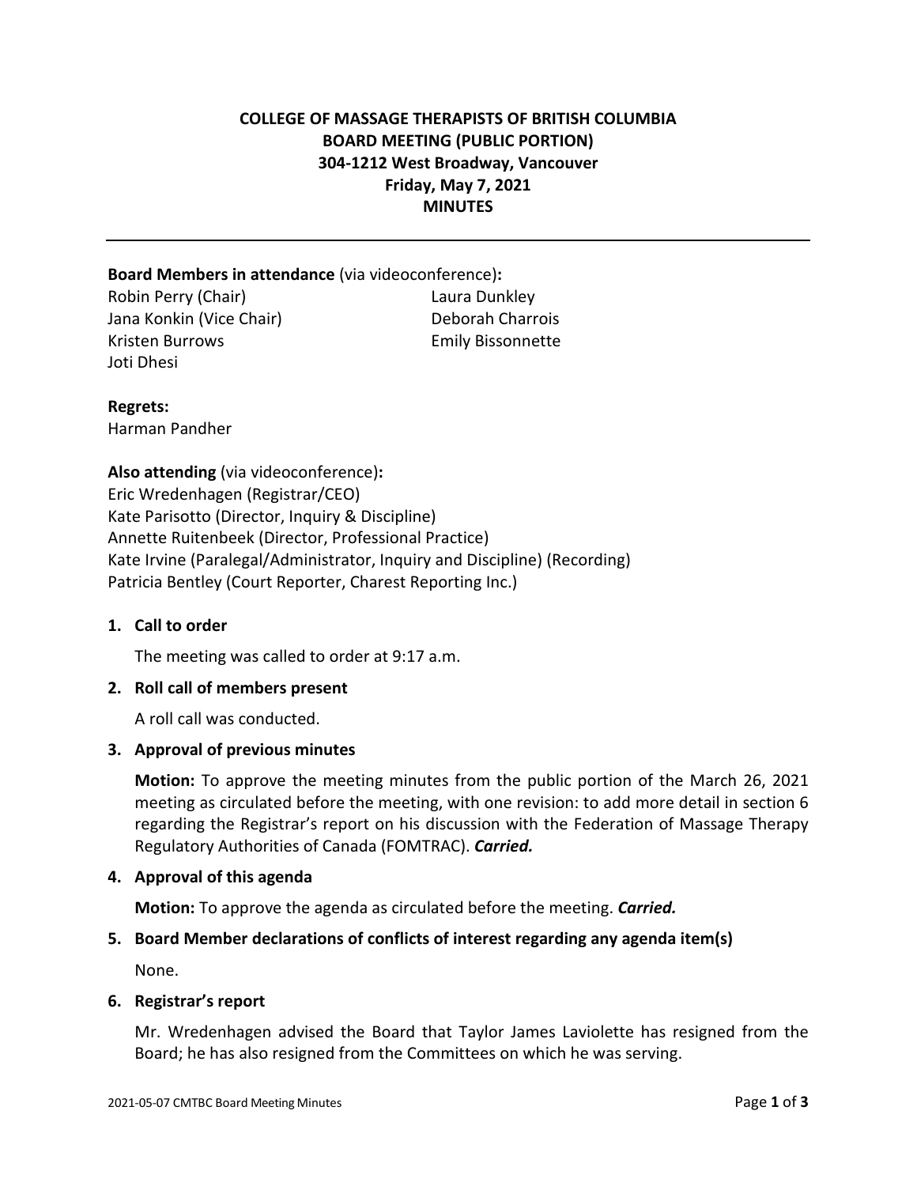# COLLEGE OF MASSAGE THERAPISTS OF BRITISH COLUMBIA
## BOARD MEETING (PUBLIC PORTION)
### 304-1212 West Broadway, Vancouver
### Friday, May 7, 2021
### MINUTES

---

**Board Members in attendance** (via videoconference)**:**

Robin Perry (Chair)
Jana Konkin (Vice Chair)
Kristen Burrows
Joti Dhesi
Laura Dunkley
Deborah Charrois
Emily Bissonnette

**Regrets:**

Harman Pandher

**Also attending** (via videoconference)**:**

Eric Wredenhagen (Registrar/CEO)
Kate Parisotto (Director, Inquiry & Discipline)
Annette Ruitenbeek (Director, Professional Practice)
Kate Irvine (Paralegal/Administrator, Inquiry and Discipline) (Recording)
Patricia Bentley (Court Reporter, Charest Reporting Inc.)

**1. Call to order**

The meeting was called to order at 9:17 a.m.

**2. Roll call of members present**

A roll call was conducted.

**3. Approval of previous minutes**

**Motion:** To approve the meeting minutes from the public portion of the March 26, 2021 meeting as circulated before the meeting, with one revision: to add more detail in section 6 regarding the Registrar's report on his discussion with the Federation of Massage Therapy Regulatory Authorities of Canada (FOMTRAC). ***Carried.***

**4. Approval of this agenda**

**Motion:** To approve the agenda as circulated before the meeting. ***Carried.***

**5. Board Member declarations of conflicts of interest regarding any agenda item(s)**

None.

**6. Registrar's report**

Mr. Wredenhagen advised the Board that Taylor James Laviolette has resigned from the Board; he has also resigned from the Committees on which he was serving.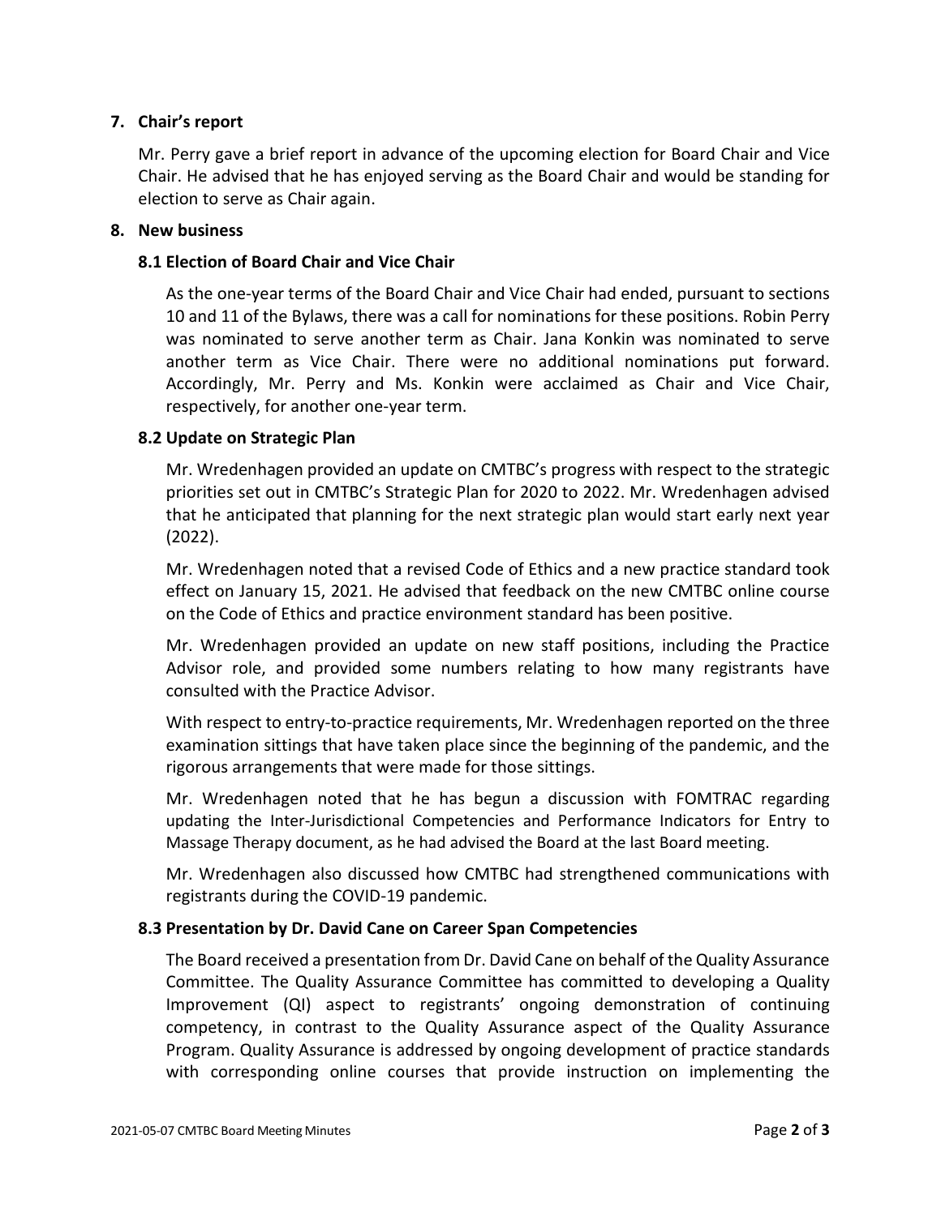## 7. Chair's report

Mr. Perry gave a brief report in advance of the upcoming election for Board Chair and Vice Chair. He advised that he has enjoyed serving as the Board Chair and would be standing for election to serve as Chair again.

## 8. New business

### 8.1 Election of Board Chair and Vice Chair

As the one-year terms of the Board Chair and Vice Chair had ended, pursuant to sections 10 and 11 of the Bylaws, there was a call for nominations for these positions. Robin Perry was nominated to serve another term as Chair. Jana Konkin was nominated to serve another term as Vice Chair. There were no additional nominations put forward. Accordingly, Mr. Perry and Ms. Konkin were acclaimed as Chair and Vice Chair, respectively, for another one-year term.

### 8.2 Update on Strategic Plan

Mr. Wredenhagen provided an update on CMTBC's progress with respect to the strategic priorities set out in CMTBC's Strategic Plan for 2020 to 2022. Mr. Wredenhagen advised that he anticipated that planning for the next strategic plan would start early next year (2022).

Mr. Wredenhagen noted that a revised Code of Ethics and a new practice standard took effect on January 15, 2021. He advised that feedback on the new CMTBC online course on the Code of Ethics and practice environment standard has been positive.

Mr. Wredenhagen provided an update on new staff positions, including the Practice Advisor role, and provided some numbers relating to how many registrants have consulted with the Practice Advisor.

With respect to entry-to-practice requirements, Mr. Wredenhagen reported on the three examination sittings that have taken place since the beginning of the pandemic, and the rigorous arrangements that were made for those sittings.

Mr. Wredenhagen noted that he has begun a discussion with FOMTRAC regarding updating the Inter-Jurisdictional Competencies and Performance Indicators for Entry to Massage Therapy document, as he had advised the Board at the last Board meeting.

Mr. Wredenhagen also discussed how CMTBC had strengthened communications with registrants during the COVID-19 pandemic.

### 8.3 Presentation by Dr. David Cane on Career Span Competencies

The Board received a presentation from Dr. David Cane on behalf of the Quality Assurance Committee. The Quality Assurance Committee has committed to developing a Quality Improvement (QI) aspect to registrants' ongoing demonstration of continuing competency, in contrast to the Quality Assurance aspect of the Quality Assurance Program. Quality Assurance is addressed by ongoing development of practice standards with corresponding online courses that provide instruction on implementing the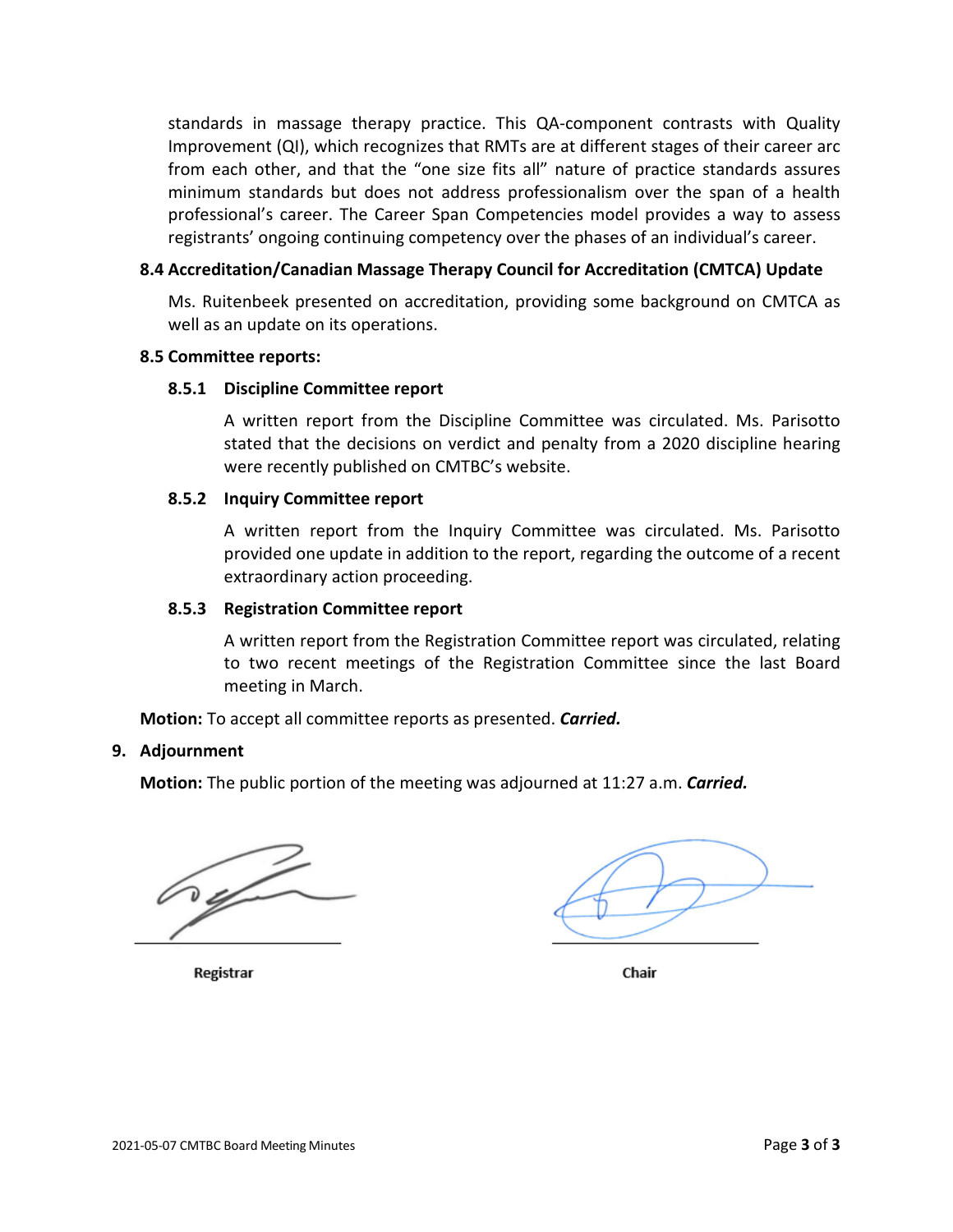standards in massage therapy practice. This QA-component contrasts with Quality Improvement (QI), which recognizes that RMTs are at different stages of their career arc from each other, and that the "one size fits all" nature of practice standards assures minimum standards but does not address professionalism over the span of a health professional's career. The Career Span Competencies model provides a way to assess registrants' ongoing continuing competency over the phases of an individual's career.

### 8.4 Accreditation/Canadian Massage Therapy Council for Accreditation (CMTCA) Update

Ms. Ruitenbeek presented on accreditation, providing some background on CMTCA as well as an update on its operations.

### 8.5 Committee reports:

#### 8.5.1 Discipline Committee report

A written report from the Discipline Committee was circulated. Ms. Parisotto stated that the decisions on verdict and penalty from a 2020 discipline hearing were recently published on CMTBC's website.

#### 8.5.2 Inquiry Committee report

A written report from the Inquiry Committee was circulated. Ms. Parisotto provided one update in addition to the report, regarding the outcome of a recent extraordinary action proceeding.

#### 8.5.3 Registration Committee report

A written report from the Registration Committee report was circulated, relating to two recent meetings of the Registration Committee since the last Board meeting in March.

**Motion:** To accept all committee reports as presented. ***Carried.***

## 9. Adjournment

**Motion:** The public portion of the meeting was adjourned at 11:27 a.m. ***Carried.***

Registrar

Chair